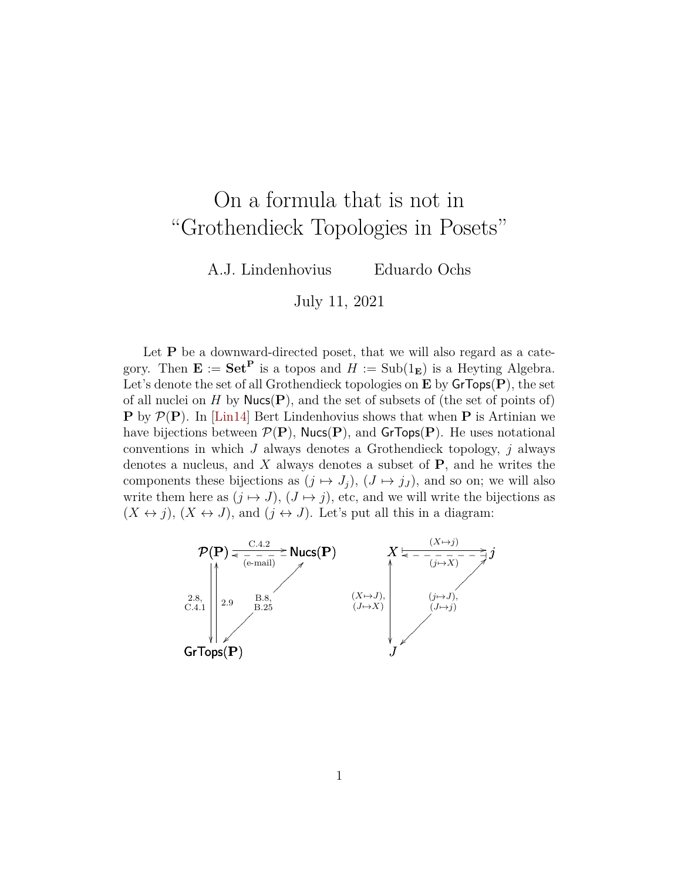# On a formula that is not in "Grothendieck Topologies in Posets"

A.J. Lindenhovius Eduardo Ochs

July 11, 2021

Let $\mathbf{P}$ be a downward-directed poset, that we will also regard as a category. Then $\mathbf{E} := \mathbf{Set}^{\mathbf{P}}$ is a topos and $H := \mathrm{Sub}(1_{\mathbf{E}})$ is a Heyting Algebra. Let's denote the set of all Grothendieck topologies on $\mathbf{E}$ by $\mathsf{GrTops}(\mathbf{P})$, the set of all nuclei on $H$ by $\mathsf{Nucs}(\mathbf{P})$, and the set of subsets of (the set of points of) $\mathbf{P}$ by $\mathcal{P}(\mathbf{P})$. In [Lin14] Bert Lindenhovius shows that when $\mathbf{P}$ is Artinian we have bijections between $\mathcal{P}(\mathbf{P})$, $\mathsf{Nucs}(\mathbf{P})$, and $\mathsf{GrTops}(\mathbf{P})$. He uses notational conventions in which $J$ always denotes a Grothendieck topology, $j$ always denotes a nucleus, and $X$ always denotes a subset of $\mathbf{P}$, and he writes the components these bijections as $(j \mapsto J_j)$, $(J \mapsto j_J)$, and so on; we will also write them here as $(j \mapsto J)$, $(J \mapsto j)$, etc, and we will write the bijections as $(X \leftrightarrow j)$, $(X \leftrightarrow J)$, and $(j \leftrightarrow J)$. Let's put all this in a diagram:

$$
\begin{array}{ccc}
\mathcal{P}(\mathbf{P}) & \underset{\text{(e-mail)}}{\overset{\text{C.4.2}}{\rightleftarrows}} & \mathsf{Nucs}(\mathbf{P}) \\
{\scriptstyle 2.8,\,C.4.1}\downarrow\uparrow{\scriptstyle 2.9} & \swarrow\!\nearrow{\scriptstyle B.8,\,B.25} & \\
\mathsf{GrTops}(\mathbf{P}) & &
\end{array}
\qquad\qquad
\begin{array}{ccc}
X & \underset{(j\mapsto X)}{\overset{(X\mapsto j)}{\rightleftarrows}} & j \\
{\scriptstyle (X\mapsto J),\,(J\mapsto X)}\updownarrow & \swarrow\!\nearrow{\scriptstyle (j\mapsto J),\,(J\mapsto j)} & \\
J & &
\end{array}
$$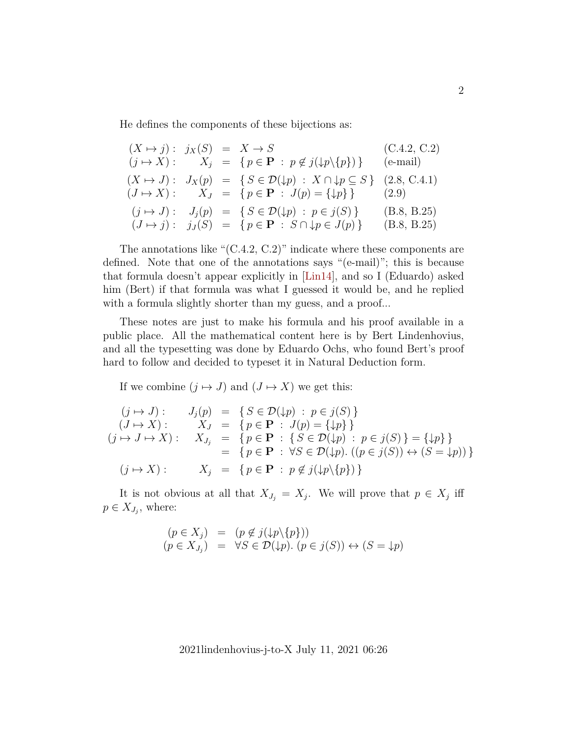He defines the components of these bijections as:

$$
\begin{array}{rrcll}
(X \mapsto j): & j_X(S) & = & X \to S & \text{(C.4.2, C.2)} \\
(j \mapsto X): & X_j & = & \{\, p \in \mathbf{P} \;:\; p \notin j({\downarrow}p \backslash \{p\}) \,\} & \text{(e-mail)} \\
(X \mapsto J): & J_X(p) & = & \{\, S \in \mathcal{D}({\downarrow}p) \;:\; X \cap {\downarrow}p \subseteq S \,\} & \text{(2.8, C.4.1)} \\
(J \mapsto X): & X_J & = & \{\, p \in \mathbf{P} \;:\; J(p) = \{{\downarrow}p\} \,\} & \text{(2.9)} \\
(j \mapsto J): & J_j(p) & = & \{\, S \in \mathcal{D}({\downarrow}p) \;:\; p \in j(S) \,\} & \text{(B.8, B.25)} \\
(J \mapsto j): & j_J(S) & = & \{\, p \in \mathbf{P} \;:\; S \cap {\downarrow}p \in J(p) \,\} & \text{(B.8, B.25)}
\end{array}
$$

The annotations like "(C.4.2, C.2)" indicate where these components are defined. Note that one of the annotations says "(e-mail)"; this is because that formula doesn't appear explicitly in [Lin14], and so I (Eduardo) asked him (Bert) if that formula was what I guessed it would be, and he replied with a formula slightly shorter than my guess, and a proof...

These notes are just to make his formula and his proof available in a public place. All the mathematical content here is by Bert Lindenhovius, and all the typesetting was done by Eduardo Ochs, who found Bert's proof hard to follow and decided to typeset it in Natural Deduction form.

If we combine $(j \mapsto J)$ and $(J \mapsto X)$ we get this:

$$
\begin{array}{rrcl}
(j \mapsto J): & J_j(p) & = & \{\, S \in \mathcal{D}({\downarrow}p) \;:\; p \in j(S) \,\} \\
(J \mapsto X): & X_J & = & \{\, p \in \mathbf{P} \;:\; J(p) = \{{\downarrow}p\} \,\} \\
(j \mapsto J \mapsto X): & X_{J_j} & = & \{\, p \in \mathbf{P} \;:\; \{\, S \in \mathcal{D}({\downarrow}p) \;:\; p \in j(S) \,\} = \{{\downarrow}p\} \,\} \\
 & & = & \{\, p \in \mathbf{P} \;:\; \forall S \in \mathcal{D}({\downarrow}p).\, ((p \in j(S)) \leftrightarrow (S = {\downarrow}p)) \,\} \\
(j \mapsto X): & X_j & = & \{\, p \in \mathbf{P} \;:\; p \notin j({\downarrow}p \backslash \{p\}) \,\}
\end{array}
$$

It is not obvious at all that $X_{J_j} = X_j$. We will prove that $p \in X_j$ iff $p \in X_{J_j}$, where:

$$
\begin{array}{rcl}
(p \in X_j) & = & (p \notin j({\downarrow}p \backslash \{p\})) \\
(p \in X_{J_j}) & = & \forall S \in \mathcal{D}({\downarrow}p).\, (p \in j(S)) \leftrightarrow (S = {\downarrow}p)
\end{array}
$$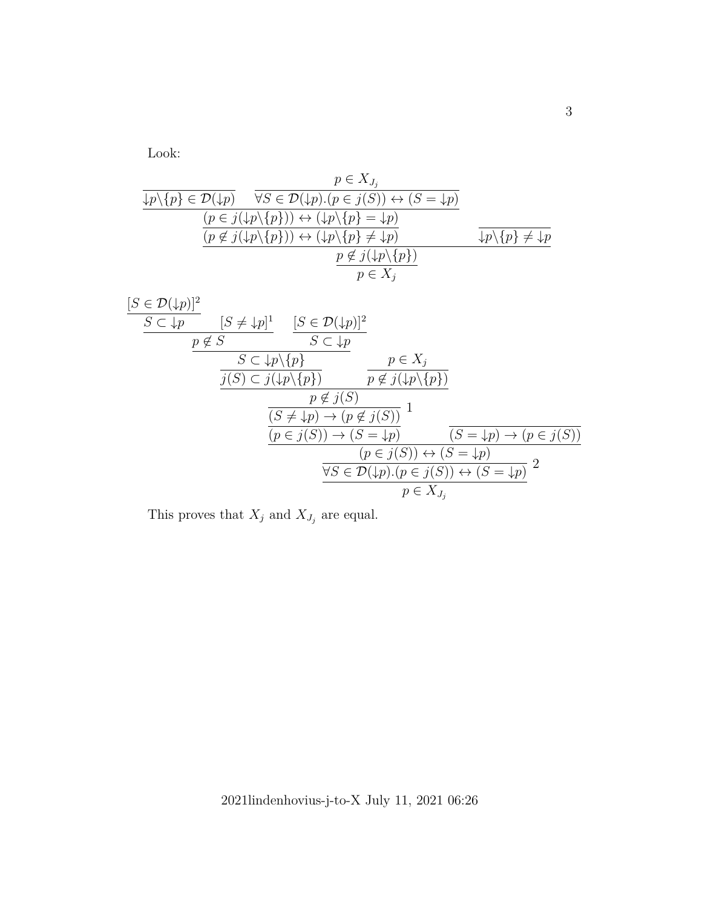Look:

$$
\dfrac{\dfrac{\dfrac{\dfrac{}{{\downarrow}p\backslash\{p\} \in \mathcal{D}({\downarrow}p)} \qquad \dfrac{p \in X_{J_j}}{\forall S \in \mathcal{D}({\downarrow}p).(p \in j(S)) \leftrightarrow (S = {\downarrow}p)}}{(p \in j({\downarrow}p\backslash\{p\})) \leftrightarrow ({\downarrow}p\backslash\{p\} = {\downarrow}p)}}{(p \notin j({\downarrow}p\backslash\{p\})) \leftrightarrow ({\downarrow}p\backslash\{p\} \neq {\downarrow}p)} \qquad \dfrac{}{{\downarrow}p\backslash\{p\} \neq {\downarrow}p}}{\dfrac{p \notin j({\downarrow}p\backslash\{p\})}{p \in X_j}}
$$

$$
\dfrac{\dfrac{\dfrac{\dfrac{\dfrac{\dfrac{\dfrac{\dfrac{\dfrac{[S \in \mathcal{D}({\downarrow}p)]^2}{S \subset {\downarrow}p} \qquad [S \neq {\downarrow}p]^1}{p \notin S} \qquad \dfrac{[S \in \mathcal{D}({\downarrow}p)]^2}{S \subset {\downarrow}p}}{S \subset {\downarrow}p\backslash\{p\}}}{j(S) \subset j({\downarrow}p\backslash\{p\})} \qquad \dfrac{p \in X_j}{p \notin j({\downarrow}p\backslash\{p\})}}{p \notin j(S)}}{(S \neq {\downarrow}p) \to (p \notin j(S))}\ 1}{(p \in j(S)) \to (S = {\downarrow}p)} \qquad \dfrac{}{(S = {\downarrow}p) \to (p \in j(S))}}{(p \in j(S)) \leftrightarrow (S = {\downarrow}p)}}{\forall S \in \mathcal{D}({\downarrow}p).(p \in j(S)) \leftrightarrow (S = {\downarrow}p)}\ 2}{p \in X_{J_j}}
$$

This proves that $X_j$ and $X_{J_j}$ are equal.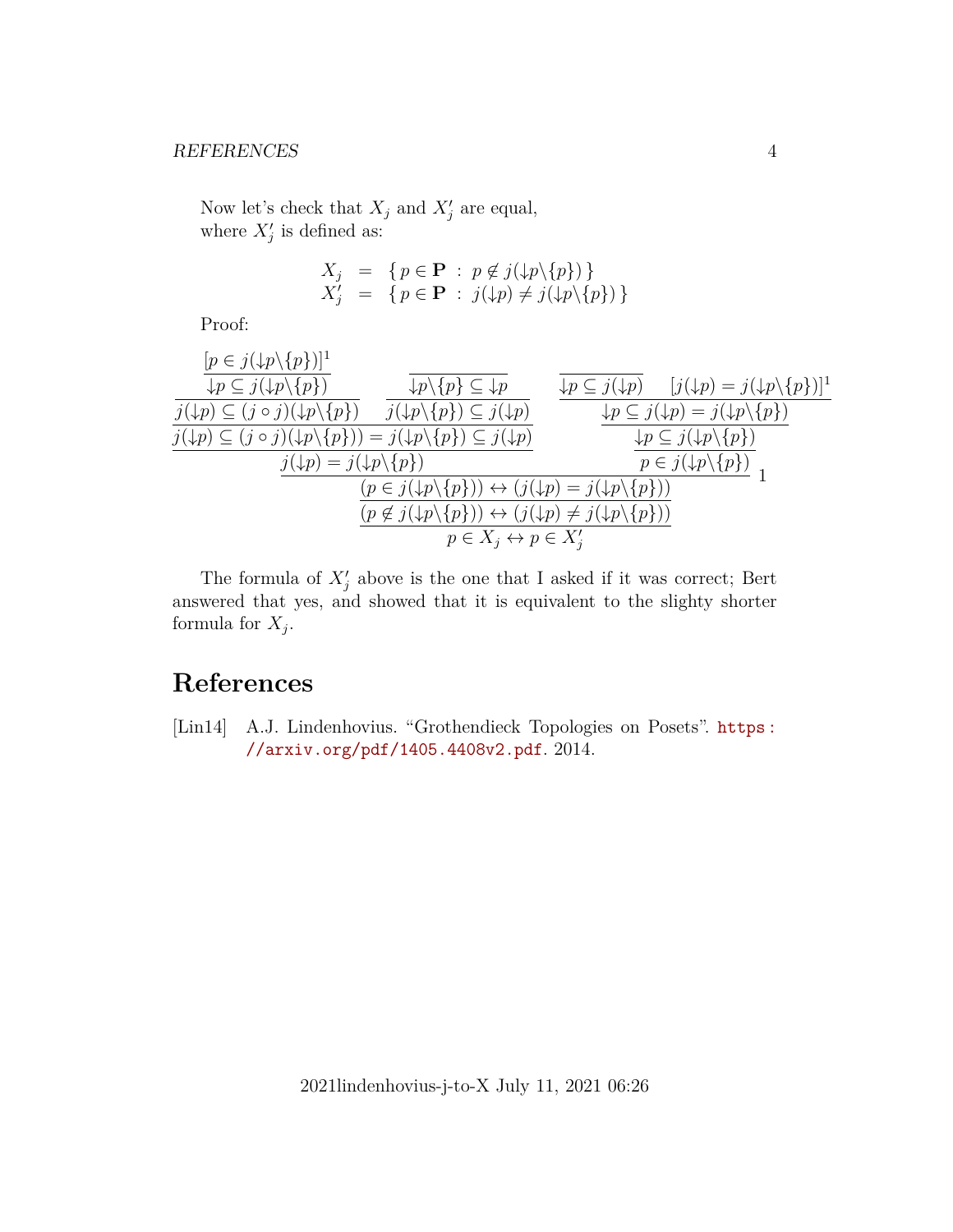Now let's check that $X_j$ and $X'_j$ are equal,
where $X'_j$ is defined as:

$$
\begin{array}{rcl}
X_j & = & \{\, p \in \mathbf{P} \ : \ p \notin j(\downarrow p \backslash \{p\}) \,\} \\
X'_j & = & \{\, p \in \mathbf{P} \ : \ j(\downarrow p) \neq j(\downarrow p \backslash \{p\}) \,\}
\end{array}
$$

Proof:

$$
\dfrac{
\dfrac{
\dfrac{
\dfrac{
\dfrac{[p \in j(\downarrow p \backslash \{p\})]^1}{\downarrow p \subseteq j(\downarrow p \backslash \{p\})}
}{j(\downarrow p) \subseteq (j \circ j)(\downarrow p \backslash \{p\})}
\qquad
\dfrac{\overline{\downarrow p \backslash \{p\} \subseteq \downarrow p}}{j(\downarrow p \backslash \{p\}) \subseteq j(\downarrow p)}
}{j(\downarrow p) \subseteq (j \circ j)(\downarrow p \backslash \{p\})) = j(\downarrow p \backslash \{p\}) \subseteq j(\downarrow p)}
}{j(\downarrow p) = j(\downarrow p \backslash \{p\})}
\qquad
\dfrac{
\dfrac{
\dfrac{\overline{\downarrow p \subseteq j(\downarrow p)} \quad [j(\downarrow p) = j(\downarrow p \backslash \{p\})]^1}{\downarrow p \subseteq j(\downarrow p) = j(\downarrow p \backslash \{p\})}
}{\downarrow p \subseteq j(\downarrow p \backslash \{p\})}
}{p \in j(\downarrow p \backslash \{p\})}
}{
\dfrac{
\dfrac{(p \in j(\downarrow p \backslash \{p\})) \leftrightarrow (j(\downarrow p) = j(\downarrow p \backslash \{p\}))}{(p \notin j(\downarrow p \backslash \{p\})) \leftrightarrow (j(\downarrow p) \neq j(\downarrow p \backslash \{p\}))}
}{p \in X_j \leftrightarrow p \in X'_j}
}\ 1
$$

The formula of $X'_j$ above is the one that I asked if it was correct; Bert answered that yes, and showed that it is equivalent to the slighty shorter formula for $X_j$.

## References

[Lin14] A.J. Lindenhovius. "Grothendieck Topologies on Posets". https://arxiv.org/pdf/1405.4408v2.pdf. 2014.